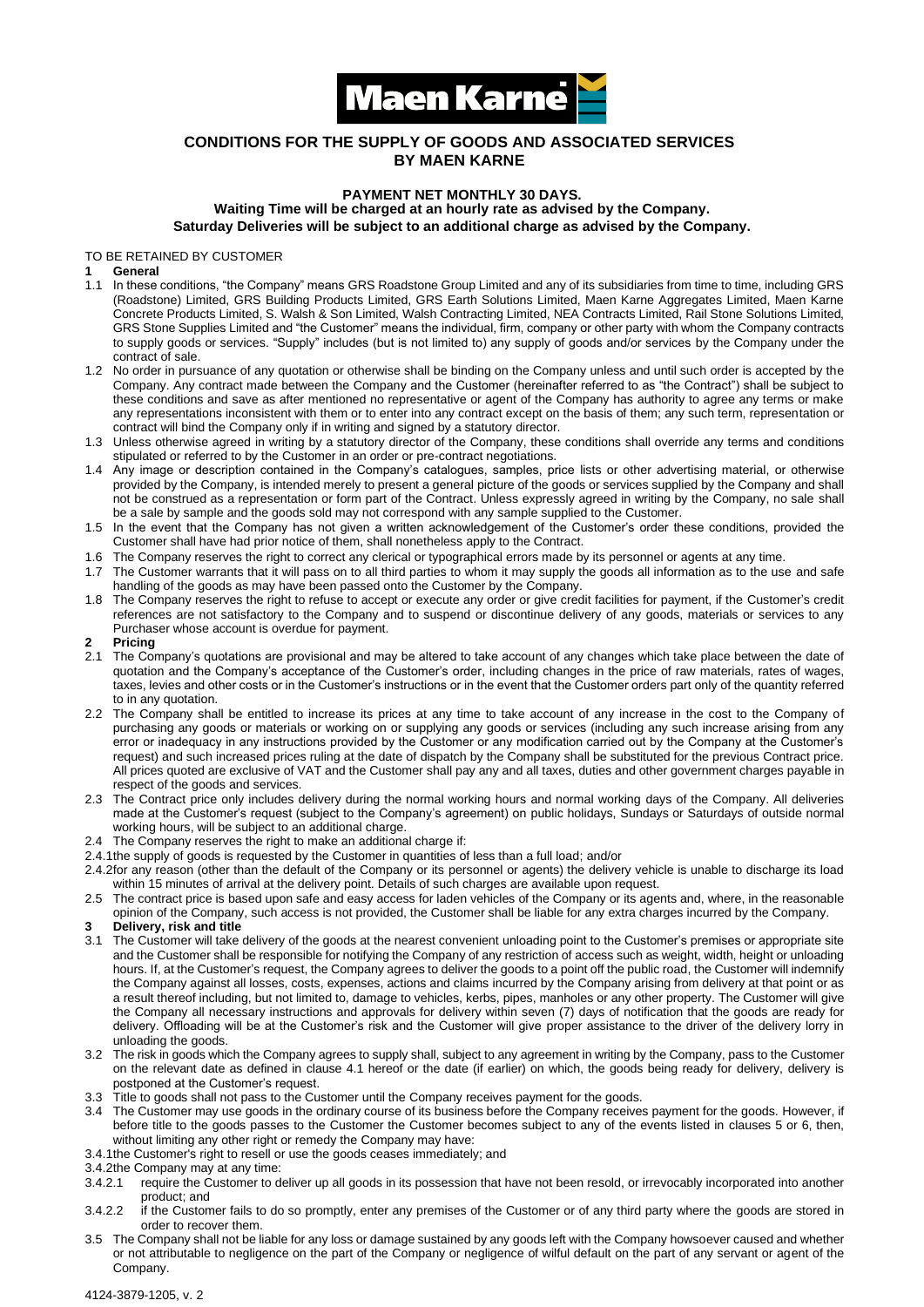# CONDITIONS FOR THE SUPPLY OF GOODS AND ASSOCIATED SERVICES BY MAEN KARNE

**PAYMENT NET MONTHLY 30 DAYS.**

**Waiting Time will be charged at an hourly rate as advised by the Company.**

**Saturday Deliveries will be subject to an additional charge as advised by the Company.**

TO BE RETAINED BY CUSTOMER

**1 General**

1.1 In these conditions, "the Company" means GRS Roadstone Group Limited and any of its subsidiaries from time to time, including GRS (Roadstone) Limited, GRS Building Products Limited, GRS Earth Solutions Limited, Maen Karne Aggregates Limited, Maen Karne Concrete Products Limited, S. Walsh & Son Limited, Walsh Contracting Limited, NEA Contracts Limited, Rail Stone Solutions Limited, GRS Stone Supplies Limited and "the Customer" means the individual, firm, company or other party with whom the Company contracts to supply goods or services. "Supply" includes (but is not limited to) any supply of goods and/or services by the Company under the contract of sale.

1.2 No order in pursuance of any quotation or otherwise shall be binding on the Company unless and until such order is accepted by the Company. Any contract made between the Company and the Customer (hereinafter referred to as "the Contract") shall be subject to these conditions and save as after mentioned no representative or agent of the Company has authority to agree any terms or make any representations inconsistent with them or to enter into any contract except on the basis of them; any such term, representation or contract will bind the Company only if in writing and signed by a statutory director.

1.3 Unless otherwise agreed in writing by a statutory director of the Company, these conditions shall override any terms and conditions stipulated or referred to by the Customer in an order or pre-contract negotiations.

1.4 Any image or description contained in the Company's catalogues, samples, price lists or other advertising material, or otherwise provided by the Company, is intended merely to present a general picture of the goods or services supplied by the Company and shall not be construed as a representation or form part of the Contract. Unless expressly agreed in writing by the Company, no sale shall be a sale by sample and the goods sold may not correspond with any sample supplied to the Customer.

1.5 In the event that the Company has not given a written acknowledgement of the Customer's order these conditions, provided the Customer shall have had prior notice of them, shall nonetheless apply to the Contract.

1.6 The Company reserves the right to correct any clerical or typographical errors made by its personnel or agents at any time.

1.7 The Customer warrants that it will pass on to all third parties to whom it may supply the goods all information as to the use and safe handling of the goods as may have been passed onto the Customer by the Company.

1.8 The Company reserves the right to refuse to accept or execute any order or give credit facilities for payment, if the Customer's credit references are not satisfactory to the Company and to suspend or discontinue delivery of any goods, materials or services to any Purchaser whose account is overdue for payment.

**2 Pricing**

2.1 The Company's quotations are provisional and may be altered to take account of any changes which take place between the date of quotation and the Company's acceptance of the Customer's order, including changes in the price of raw materials, rates of wages, taxes, levies and other costs or in the Customer's instructions or in the event that the Customer orders part only of the quantity referred to in any quotation.

2.2 The Company shall be entitled to increase its prices at any time to take account of any increase in the cost to the Company of purchasing any goods or materials or working on or supplying any goods or services (including any such increase arising from any error or inadequacy in any instructions provided by the Customer or any modification carried out by the Company at the Customer's request) and such increased prices ruling at the date of dispatch by the Company shall be substituted for the previous Contract price. All prices quoted are exclusive of VAT and the Customer shall pay any and all taxes, duties and other government charges payable in respect of the goods and services.

2.3 The Contract price only includes delivery during the normal working hours and normal working days of the Company. All deliveries made at the Customer's request (subject to the Company's agreement) on public holidays, Sundays or Saturdays of outside normal working hours, will be subject to an additional charge.

2.4 The Company reserves the right to make an additional charge if:

2.4.1 the supply of goods is requested by the Customer in quantities of less than a full load; and/or

2.4.2 for any reason (other than the default of the Company or its personnel or agents) the delivery vehicle is unable to discharge its load within 15 minutes of arrival at the delivery point. Details of such charges are available upon request.

2.5 The contract price is based upon safe and easy access for laden vehicles of the Company or its agents and, where, in the reasonable opinion of the Company, such access is not provided, the Customer shall be liable for any extra charges incurred by the Company.

**3 Delivery, risk and title**

3.1 The Customer will take delivery of the goods at the nearest convenient unloading point to the Customer's premises or appropriate site and the Customer shall be responsible for notifying the Company of any restriction of access such as weight, width, height or unloading hours. If, at the Customer's request, the Company agrees to deliver the goods to a point off the public road, the Customer will indemnify the Company against all losses, costs, expenses, actions and claims incurred by the Company arising from delivery at that point or as a result thereof including, but not limited to, damage to vehicles, kerbs, pipes, manholes or any other property. The Customer will give the Company all necessary instructions and approvals for delivery within seven (7) days of notification that the goods are ready for delivery. Offloading will be at the Customer's risk and the Customer will give proper assistance to the driver of the delivery lorry in unloading the goods.

3.2 The risk in goods which the Company agrees to supply shall, subject to any agreement in writing by the Company, pass to the Customer on the relevant date as defined in clause 4.1 hereof or the date (if earlier) on which, the goods being ready for delivery, delivery is postponed at the Customer's request.

3.3 Title to goods shall not pass to the Customer until the Company receives payment for the goods.

3.4 The Customer may use goods in the ordinary course of its business before the Company receives payment for the goods. However, if before title to the goods passes to the Customer the Customer becomes subject to any of the events listed in clauses 5 or 6, then, without limiting any other right or remedy the Company may have:

3.4.1 the Customer's right to resell or use the goods ceases immediately; and

3.4.2 the Company may at any time:

3.4.2.1 require the Customer to deliver up all goods in its possession that have not been resold, or irrevocably incorporated into another product; and

3.4.2.2 if the Customer fails to do so promptly, enter any premises of the Customer or of any third party where the goods are stored in order to recover them.

3.5 The Company shall not be liable for any loss or damage sustained by any goods left with the Company howsoever caused and whether or not attributable to negligence on the part of the Company or negligence of wilful default on the part of any servant or agent of the Company.

4124-3879-1205, v. 2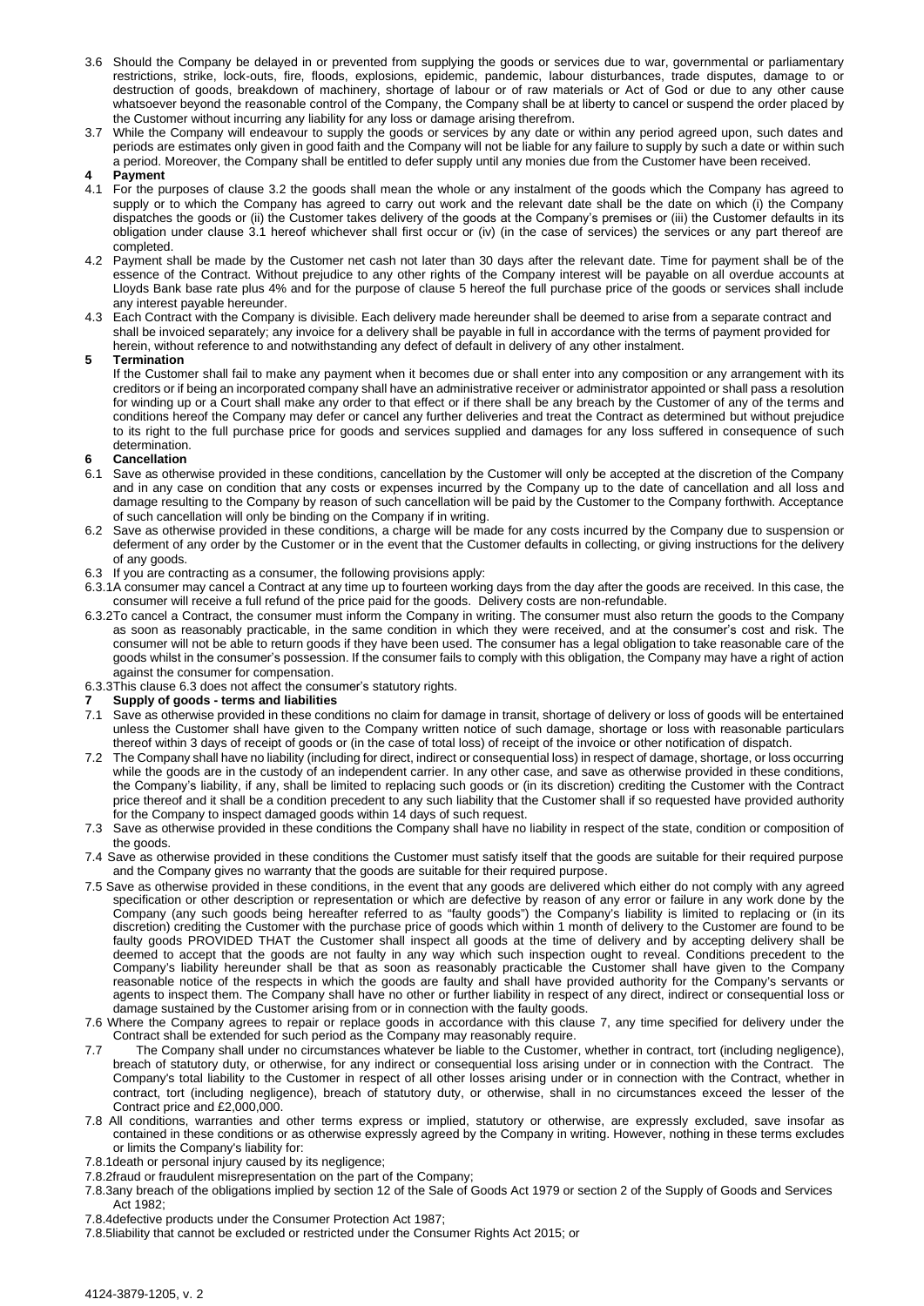3.6 Should the Company be delayed in or prevented from supplying the goods or services due to war, governmental or parliamentary restrictions, strike, lock-outs, fire, floods, explosions, epidemic, pandemic, labour disturbances, trade disputes, damage to or destruction of goods, breakdown of machinery, shortage of labour or of raw materials or Act of God or due to any other cause whatsoever beyond the reasonable control of the Company, the Company shall be at liberty to cancel or suspend the order placed by the Customer without incurring any liability for any loss or damage arising therefrom.

3.7 While the Company will endeavour to supply the goods or services by any date or within any period agreed upon, such dates and periods are estimates only given in good faith and the Company will not be liable for any failure to supply by such a date or within such a period. Moreover, the Company shall be entitled to defer supply until any monies due from the Customer have been received.

## 4 Payment

4.1 For the purposes of clause 3.2 the goods shall mean the whole or any instalment of the goods which the Company has agreed to supply or to which the Company has agreed to carry out work and the relevant date shall be the date on which (i) the Company dispatches the goods or (ii) the Customer takes delivery of the goods at the Company's premises or (iii) the Customer defaults in its obligation under clause 3.1 hereof whichever shall first occur or (iv) (in the case of services) the services or any part thereof are completed.

4.2 Payment shall be made by the Customer net cash not later than 30 days after the relevant date. Time for payment shall be of the essence of the Contract. Without prejudice to any other rights of the Company interest will be payable on all overdue accounts at Lloyds Bank base rate plus 4% and for the purpose of clause 5 hereof the full purchase price of the goods or services shall include any interest payable hereunder.

4.3 Each Contract with the Company is divisible. Each delivery made hereunder shall be deemed to arise from a separate contract and shall be invoiced separately; any invoice for a delivery shall be payable in full in accordance with the terms of payment provided for herein, without reference to and notwithstanding any defect of default in delivery of any other instalment.

## 5 Termination

If the Customer shall fail to make any payment when it becomes due or shall enter into any composition or any arrangement with its creditors or if being an incorporated company shall have an administrative receiver or administrator appointed or shall pass a resolution for winding up or a Court shall make any order to that effect or if there shall be any breach by the Customer of any of the terms and conditions hereof the Company may defer or cancel any further deliveries and treat the Contract as determined but without prejudice to its right to the full purchase price for goods and services supplied and damages for any loss suffered in consequence of such determination.

## 6 Cancellation

6.1 Save as otherwise provided in these conditions, cancellation by the Customer will only be accepted at the discretion of the Company and in any case on condition that any costs or expenses incurred by the Company up to the date of cancellation and all loss and damage resulting to the Company by reason of such cancellation will be paid by the Customer to the Company forthwith. Acceptance of such cancellation will only be binding on the Company if in writing.

6.2 Save as otherwise provided in these conditions, a charge will be made for any costs incurred by the Company due to suspension or deferment of any order by the Customer or in the event that the Customer defaults in collecting, or giving instructions for the delivery of any goods.

6.3 If you are contracting as a consumer, the following provisions apply:

6.3.1 A consumer may cancel a Contract at any time up to fourteen working days from the day after the goods are received. In this case, the consumer will receive a full refund of the price paid for the goods. Delivery costs are non-refundable.

6.3.2 To cancel a Contract, the consumer must inform the Company in writing. The consumer must also return the goods to the Company as soon as reasonably practicable, in the same condition in which they were received, and at the consumer's cost and risk. The consumer will not be able to return goods if they have been used. The consumer has a legal obligation to take reasonable care of the goods whilst in the consumer's possession. If the consumer fails to comply with this obligation, the Company may have a right of action against the consumer for compensation.

6.3.3 This clause 6.3 does not affect the consumer's statutory rights.

## 7 Supply of goods - terms and liabilities

7.1 Save as otherwise provided in these conditions no claim for damage in transit, shortage of delivery or loss of goods will be entertained unless the Customer shall have given to the Company written notice of such damage, shortage or loss with reasonable particulars thereof within 3 days of receipt of goods or (in the case of total loss) of receipt of the invoice or other notification of dispatch.

7.2 The Company shall have no liability (including for direct, indirect or consequential loss) in respect of damage, shortage, or loss occurring while the goods are in the custody of an independent carrier. In any other case, and save as otherwise provided in these conditions, the Company's liability, if any, shall be limited to replacing such goods or (in its discretion) crediting the Customer with the Contract price thereof and it shall be a condition precedent to any such liability that the Customer shall if so requested have provided authority for the Company to inspect damaged goods within 14 days of such request.

7.3 Save as otherwise provided in these conditions the Company shall have no liability in respect of the state, condition or composition of the goods.

7.4 Save as otherwise provided in these conditions the Customer must satisfy itself that the goods are suitable for their required purpose and the Company gives no warranty that the goods are suitable for their required purpose.

7.5 Save as otherwise provided in these conditions, in the event that any goods are delivered which either do not comply with any agreed specification or other description or representation or which are defective by reason of any error or failure in any work done by the Company (any such goods being hereafter referred to as "faulty goods") the Company's liability is limited to replacing or (in its discretion) crediting the Customer with the purchase price of goods which within 1 month of delivery to the Customer are found to be faulty goods PROVIDED THAT the Customer shall inspect all goods at the time of delivery and by accepting delivery shall be deemed to accept that the goods are not faulty in any way which such inspection ought to reveal. Conditions precedent to the Company's liability hereunder shall be that as soon as reasonably practicable the Customer shall have given to the Company reasonable notice of the respects in which the goods are faulty and shall have provided authority for the Company's servants or agents to inspect them. The Company shall have no other or further liability in respect of any direct, indirect or consequential loss or damage sustained by the Customer arising from or in connection with the faulty goods.

7.6 Where the Company agrees to repair or replace goods in accordance with this clause 7, any time specified for delivery under the Contract shall be extended for such period as the Company may reasonably require.

7.7 The Company shall under no circumstances whatever be liable to the Customer, whether in contract, tort (including negligence), breach of statutory duty, or otherwise, for any indirect or consequential loss arising under or in connection with the Contract. The Company's total liability to the Customer in respect of all other losses arising under or in connection with the Contract, whether in contract, tort (including negligence), breach of statutory duty, or otherwise, shall in no circumstances exceed the lesser of the Contract price and £2,000,000.

7.8 All conditions, warranties and other terms express or implied, statutory or otherwise, are expressly excluded, save insofar as contained in these conditions or as otherwise expressly agreed by the Company in writing. However, nothing in these terms excludes or limits the Company's liability for:

7.8.1 death or personal injury caused by its negligence;

7.8.2 fraud or fraudulent misrepresentation on the part of the Company;

7.8.3 any breach of the obligations implied by section 12 of the Sale of Goods Act 1979 or section 2 of the Supply of Goods and Services Act 1982;

7.8.4 defective products under the Consumer Protection Act 1987;

7.8.5 liability that cannot be excluded or restricted under the Consumer Rights Act 2015; or

4124-3879-1205, v. 2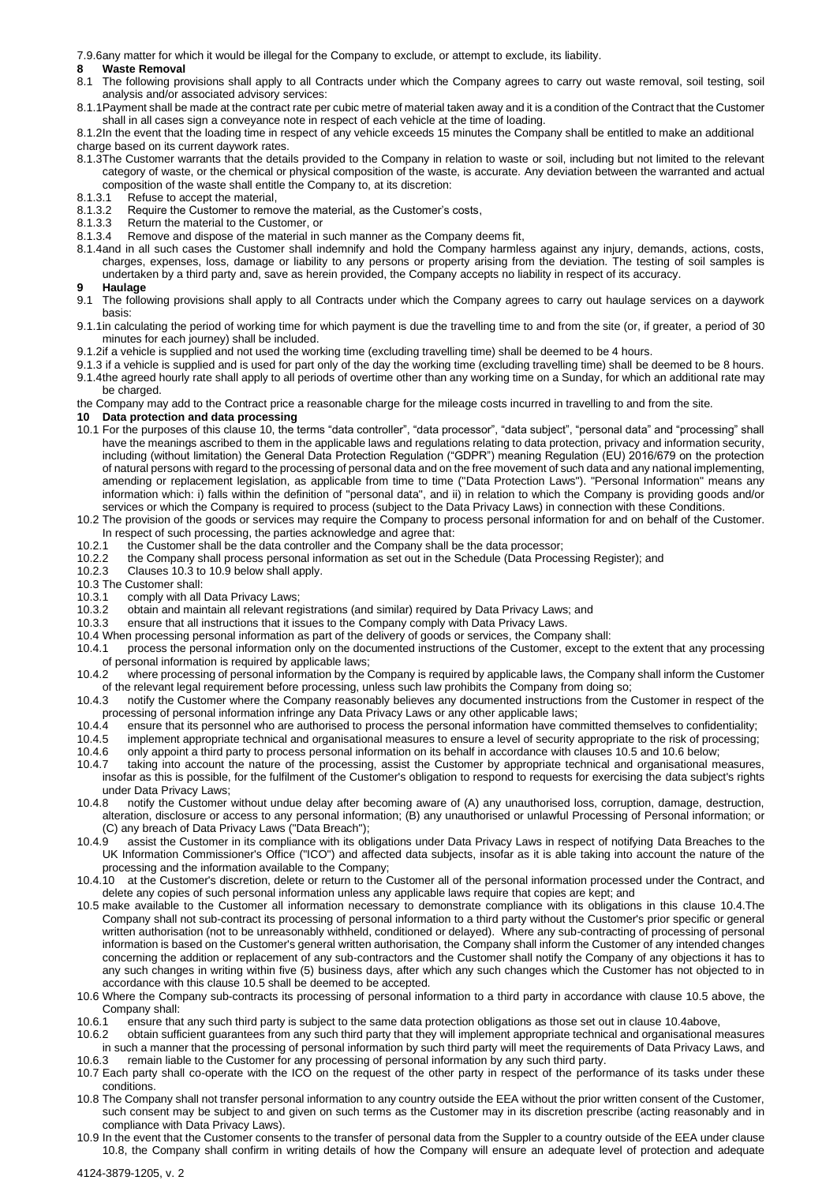7.9.6 any matter for which it would be illegal for the Company to exclude, or attempt to exclude, its liability.

## 8 Waste Removal

8.1 The following provisions shall apply to all Contracts under which the Company agrees to carry out waste removal, soil testing, soil analysis and/or associated advisory services:

8.1.1 Payment shall be made at the contract rate per cubic metre of material taken away and it is a condition of the Contract that the Customer shall in all cases sign a conveyance note in respect of each vehicle at the time of loading.

8.1.2 In the event that the loading time in respect of any vehicle exceeds 15 minutes the Company shall be entitled to make an additional charge based on its current daywork rates.

8.1.3 The Customer warrants that the details provided to the Company in relation to waste or soil, including but not limited to the relevant category of waste, or the chemical or physical composition of the waste, is accurate. Any deviation between the warranted and actual composition of the waste shall entitle the Company to, at its discretion:

8.1.3.1 Refuse to accept the material,

8.1.3.2 Require the Customer to remove the material, as the Customer's costs,

8.1.3.3 Return the material to the Customer, or

8.1.3.4 Remove and dispose of the material in such manner as the Company deems fit,

8.1.4 and in all such cases the Customer shall indemnify and hold the Company harmless against any injury, demands, actions, costs, charges, expenses, loss, damage or liability to any persons or property arising from the deviation. The testing of soil samples is undertaken by a third party and, save as herein provided, the Company accepts no liability in respect of its accuracy.

## 9 Haulage

9.1 The following provisions shall apply to all Contracts under which the Company agrees to carry out haulage services on a daywork basis:

9.1.1 in calculating the period of working time for which payment is due the travelling time to and from the site (or, if greater, a period of 30 minutes for each journey) shall be included.

9.1.2 if a vehicle is supplied and not used the working time (excluding travelling time) shall be deemed to be 4 hours.

9.1.3 if a vehicle is supplied and is used for part only of the day the working time (excluding travelling time) shall be deemed to be 8 hours.

9.1.4 the agreed hourly rate shall apply to all periods of overtime other than any working time on a Sunday, for which an additional rate may be charged.

the Company may add to the Contract price a reasonable charge for the mileage costs incurred in travelling to and from the site.

## 10 Data protection and data processing

10.1 For the purposes of this clause 10, the terms "data controller", "data processor", "data subject", "personal data" and "processing" shall have the meanings ascribed to them in the applicable laws and regulations relating to data protection, privacy and information security, including (without limitation) the General Data Protection Regulation ("GDPR") meaning Regulation (EU) 2016/679 on the protection of natural persons with regard to the processing of personal data and on the free movement of such data and any national implementing, amending or replacement legislation, as applicable from time to time ("Data Protection Laws"). "Personal Information" means any information which: i) falls within the definition of "personal data", and ii) in relation to which the Company is providing goods and/or services or which the Company is required to process (subject to the Data Privacy Laws) in connection with these Conditions.

10.2 The provision of the goods or services may require the Company to process personal information for and on behalf of the Customer. In respect of such processing, the parties acknowledge and agree that:

10.2.1 the Customer shall be the data controller and the Company shall be the data processor;

10.2.2 the Company shall process personal information as set out in the Schedule (Data Processing Register); and

10.2.3 Clauses 10.3 to 10.9 below shall apply.

10.3 The Customer shall:

10.3.1 comply with all Data Privacy Laws;

10.3.2 obtain and maintain all relevant registrations (and similar) required by Data Privacy Laws; and

10.3.3 ensure that all instructions that it issues to the Company comply with Data Privacy Laws.

10.4 When processing personal information as part of the delivery of goods or services, the Company shall:

10.4.1 process the personal information only on the documented instructions of the Customer, except to the extent that any processing of personal information is required by applicable laws;

10.4.2 where processing of personal information by the Company is required by applicable laws, the Company shall inform the Customer of the relevant legal requirement before processing, unless such law prohibits the Company from doing so;

10.4.3 notify the Customer where the Company reasonably believes any documented instructions from the Customer in respect of the processing of personal information infringe any Data Privacy Laws or any other applicable laws;

10.4.4 ensure that its personnel who are authorised to process the personal information have committed themselves to confidentiality;

10.4.5 implement appropriate technical and organisational measures to ensure a level of security appropriate to the risk of processing;

10.4.6 only appoint a third party to process personal information on its behalf in accordance with clauses 10.5 and 10.6 below;

10.4.7 taking into account the nature of the processing, assist the Customer by appropriate technical and organisational measures, insofar as this is possible, for the fulfilment of the Customer's obligation to respond to requests for exercising the data subject's rights under Data Privacy Laws;

10.4.8 notify the Customer without undue delay after becoming aware of (A) any unauthorised loss, corruption, damage, destruction, alteration, disclosure or access to any personal information; (B) any unauthorised or unlawful Processing of Personal information; or (C) any breach of Data Privacy Laws ("Data Breach");

10.4.9 assist the Customer in its compliance with its obligations under Data Privacy Laws in respect of notifying Data Breaches to the UK Information Commissioner's Office ("ICO") and affected data subjects, insofar as it is able taking into account the nature of the processing and the information available to the Company;

10.4.10 at the Customer's discretion, delete or return to the Customer all of the personal information processed under the Contract, and delete any copies of such personal information unless any applicable laws require that copies are kept; and

10.5 make available to the Customer all information necessary to demonstrate compliance with its obligations in this clause 10.4.The Company shall not sub-contract its processing of personal information to a third party without the Customer's prior specific or general written authorisation (not to be unreasonably withheld, conditioned or delayed). Where any sub-contracting of processing of personal information is based on the Customer's general written authorisation, the Company shall inform the Customer of any intended changes concerning the addition or replacement of any sub-contractors and the Customer shall notify the Company of any objections it has to any such changes in writing within five (5) business days, after which any such changes which the Customer has not objected to in accordance with this clause 10.5 shall be deemed to be accepted.

10.6 Where the Company sub-contracts its processing of personal information to a third party in accordance with clause 10.5 above, the Company shall:

10.6.1 ensure that any such third party is subject to the same data protection obligations as those set out in clause 10.4above,

10.6.2 obtain sufficient guarantees from any such third party that they will implement appropriate technical and organisational measures in such a manner that the processing of personal information by such third party will meet the requirements of Data Privacy Laws, and

10.6.3 remain liable to the Customer for any processing of personal information by any such third party.

10.7 Each party shall co-operate with the ICO on the request of the other party in respect of the performance of its tasks under these conditions.

10.8 The Company shall not transfer personal information to any country outside the EEA without the prior written consent of the Customer, such consent may be subject to and given on such terms as the Customer may in its discretion prescribe (acting reasonably and in compliance with Data Privacy Laws).

10.9 In the event that the Customer consents to the transfer of personal data from the Suppler to a country outside of the EEA under clause 10.8, the Company shall confirm in writing details of how the Company will ensure an adequate level of protection and adequate

4124-3879-1205, v. 2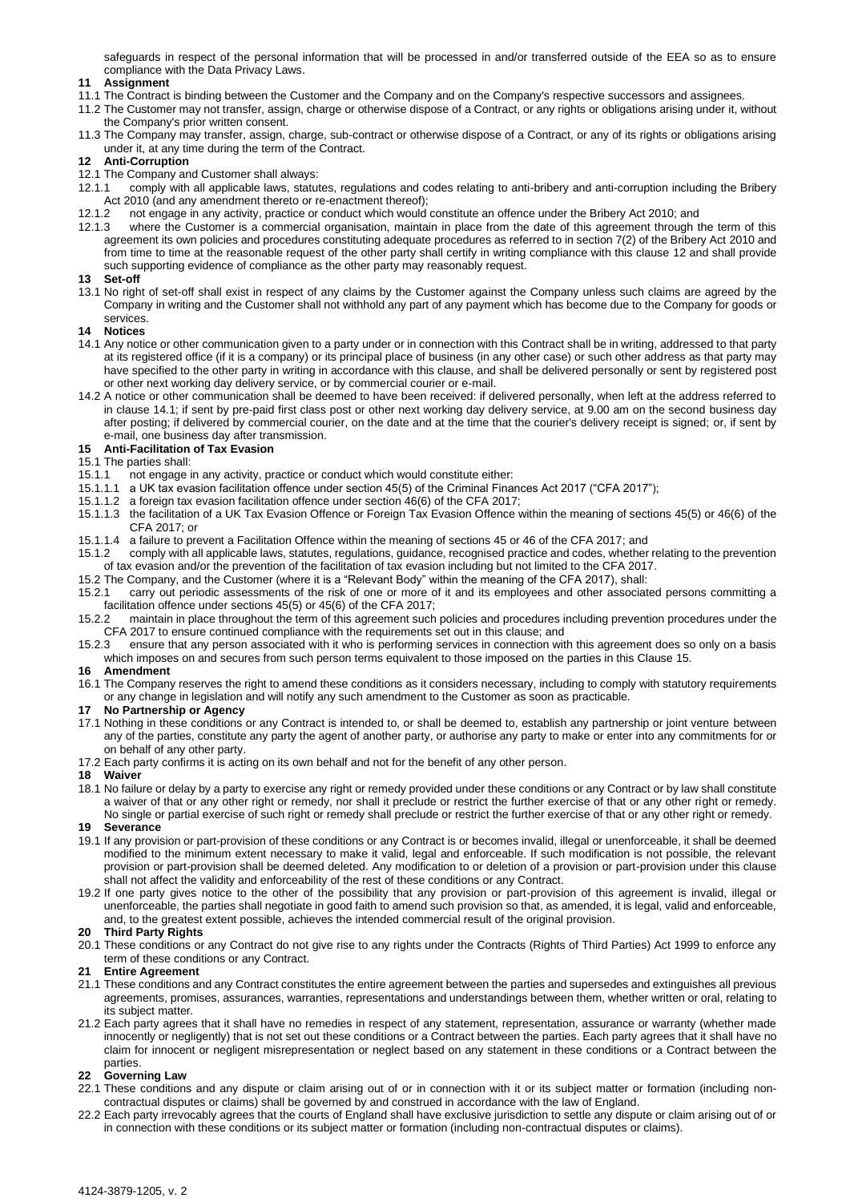safeguards in respect of the personal information that will be processed in and/or transferred outside of the EEA so as to ensure compliance with the Data Privacy Laws.

**11 Assignment**

11.1 The Contract is binding between the Customer and the Company and on the Company's respective successors and assignees.

11.2 The Customer may not transfer, assign, charge or otherwise dispose of a Contract, or any rights or obligations arising under it, without the Company's prior written consent.

11.3 The Company may transfer, assign, charge, sub-contract or otherwise dispose of a Contract, or any of its rights or obligations arising under it, at any time during the term of the Contract.

**12 Anti-Corruption**

12.1 The Company and Customer shall always:

12.1.1 comply with all applicable laws, statutes, regulations and codes relating to anti-bribery and anti-corruption including the Bribery Act 2010 (and any amendment thereto or re-enactment thereof);

12.1.2 not engage in any activity, practice or conduct which would constitute an offence under the Bribery Act 2010; and

12.1.3 where the Customer is a commercial organisation, maintain in place from the date of this agreement through the term of this agreement its own policies and procedures constituting adequate procedures as referred to in section 7(2) of the Bribery Act 2010 and from time to time at the reasonable request of the other party shall certify in writing compliance with this clause 12 and shall provide such supporting evidence of compliance as the other party may reasonably request.

**13 Set-off**

13.1 No right of set-off shall exist in respect of any claims by the Customer against the Company unless such claims are agreed by the Company in writing and the Customer shall not withhold any part of any payment which has become due to the Company for goods or services.

**14 Notices**

14.1 Any notice or other communication given to a party under or in connection with this Contract shall be in writing, addressed to that party at its registered office (if it is a company) or its principal place of business (in any other case) or such other address as that party may have specified to the other party in writing in accordance with this clause, and shall be delivered personally or sent by registered post or other next working day delivery service, or by commercial courier or e-mail.

14.2 A notice or other communication shall be deemed to have been received: if delivered personally, when left at the address referred to in clause 14.1; if sent by pre-paid first class post or other next working day delivery service, at 9.00 am on the second business day after posting; if delivered by commercial courier, on the date and at the time that the courier's delivery receipt is signed; or, if sent by e-mail, one business day after transmission.

**15 Anti-Facilitation of Tax Evasion**

15.1 The parties shall:

15.1.1 not engage in any activity, practice or conduct which would constitute either:

15.1.1.1 a UK tax evasion facilitation offence under section 45(5) of the Criminal Finances Act 2017 ("CFA 2017");

15.1.1.2 a foreign tax evasion facilitation offence under section 46(6) of the CFA 2017;

15.1.1.3 the facilitation of a UK Tax Evasion Offence or Foreign Tax Evasion Offence within the meaning of sections 45(5) or 46(6) of the CFA 2017; or

15.1.1.4 a failure to prevent a Facilitation Offence within the meaning of sections 45 or 46 of the CFA 2017; and

15.1.2 comply with all applicable laws, statutes, regulations, guidance, recognised practice and codes, whether relating to the prevention of tax evasion and/or the prevention of the facilitation of tax evasion including but not limited to the CFA 2017.

15.2 The Company, and the Customer (where it is a "Relevant Body" within the meaning of the CFA 2017), shall:

15.2.1 carry out periodic assessments of the risk of one or more of it and its employees and other associated persons committing a facilitation offence under sections 45(5) or 45(6) of the CFA 2017;

15.2.2 maintain in place throughout the term of this agreement such policies and procedures including prevention procedures under the CFA 2017 to ensure continued compliance with the requirements set out in this clause; and

15.2.3 ensure that any person associated with it who is performing services in connection with this agreement does so only on a basis which imposes on and secures from such person terms equivalent to those imposed on the parties in this Clause 15.

**16 Amendment**

16.1 The Company reserves the right to amend these conditions as it considers necessary, including to comply with statutory requirements or any change in legislation and will notify any such amendment to the Customer as soon as practicable.

**17 No Partnership or Agency**

17.1 Nothing in these conditions or any Contract is intended to, or shall be deemed to, establish any partnership or joint venture between any of the parties, constitute any party the agent of another party, or authorise any party to make or enter into any commitments for or on behalf of any other party.

17.2 Each party confirms it is acting on its own behalf and not for the benefit of any other person.

**18 Waiver**

18.1 No failure or delay by a party to exercise any right or remedy provided under these conditions or any Contract or by law shall constitute a waiver of that or any other right or remedy, nor shall it preclude or restrict the further exercise of that or any other right or remedy. No single or partial exercise of such right or remedy shall preclude or restrict the further exercise of that or any other right or remedy.

**19 Severance**

19.1 If any provision or part-provision of these conditions or any Contract is or becomes invalid, illegal or unenforceable, it shall be deemed modified to the minimum extent necessary to make it valid, legal and enforceable. If such modification is not possible, the relevant provision or part-provision shall be deemed deleted. Any modification to or deletion of a provision or part-provision under this clause shall not affect the validity and enforceability of the rest of these conditions or any Contract.

19.2 If one party gives notice to the other of the possibility that any provision or part-provision of this agreement is invalid, illegal or unenforceable, the parties shall negotiate in good faith to amend such provision so that, as amended, it is legal, valid and enforceable, and, to the greatest extent possible, achieves the intended commercial result of the original provision.

**20 Third Party Rights**

20.1 These conditions or any Contract do not give rise to any rights under the Contracts (Rights of Third Parties) Act 1999 to enforce any term of these conditions or any Contract.

**21 Entire Agreement**

21.1 These conditions and any Contract constitutes the entire agreement between the parties and supersedes and extinguishes all previous agreements, promises, assurances, warranties, representations and understandings between them, whether written or oral, relating to its subject matter.

21.2 Each party agrees that it shall have no remedies in respect of any statement, representation, assurance or warranty (whether made innocently or negligently) that is not set out these conditions or a Contract between the parties. Each party agrees that it shall have no claim for innocent or negligent misrepresentation or neglect based on any statement in these conditions or a Contract between the parties.

**22 Governing Law**

22.1 These conditions and any dispute or claim arising out of or in connection with it or its subject matter or formation (including non-contractual disputes or claims) shall be governed by and construed in accordance with the law of England.

22.2 Each party irrevocably agrees that the courts of England shall have exclusive jurisdiction to settle any dispute or claim arising out of or in connection with these conditions or its subject matter or formation (including non-contractual disputes or claims).

4124-3879-1205, v. 2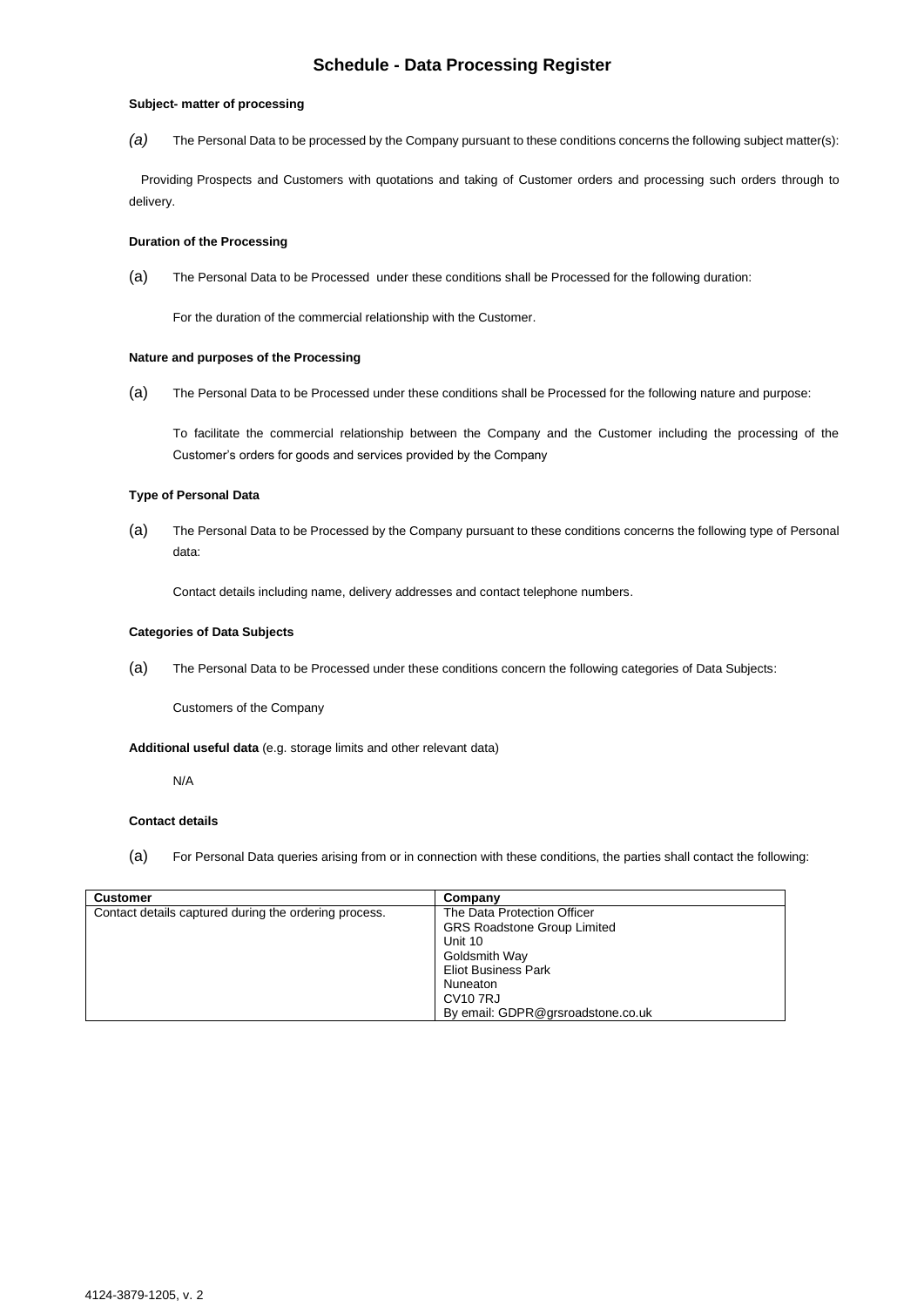# Schedule - Data Processing Register

**Subject- matter of processing**

*(a)* The Personal Data to be processed by the Company pursuant to these conditions concerns the following subject matter(s):

Providing Prospects and Customers with quotations and taking of Customer orders and processing such orders through to delivery.

**Duration of the Processing**

(a) The Personal Data to be Processed under these conditions shall be Processed for the following duration:

For the duration of the commercial relationship with the Customer.

**Nature and purposes of the Processing**

(a) The Personal Data to be Processed under these conditions shall be Processed for the following nature and purpose:

To facilitate the commercial relationship between the Company and the Customer including the processing of the Customer's orders for goods and services provided by the Company

**Type of Personal Data**

(a) The Personal Data to be Processed by the Company pursuant to these conditions concerns the following type of Personal data:

Contact details including name, delivery addresses and contact telephone numbers.

**Categories of Data Subjects**

(a) The Personal Data to be Processed under these conditions concern the following categories of Data Subjects:

Customers of the Company

**Additional useful data** (e.g. storage limits and other relevant data)

N/A

**Contact details**

(a) For Personal Data queries arising from or in connection with these conditions, the parties shall contact the following:

| Customer | Company |
|---|---|
| Contact details captured during the ordering process. | The Data Protection Officer<br>GRS Roadstone Group Limited<br>Unit 10<br>Goldsmith Way<br>Eliot Business Park<br>Nuneaton<br>CV10 7RJ<br>By email: GDPR@grsroadstone.co.uk |

4124-3879-1205, v. 2